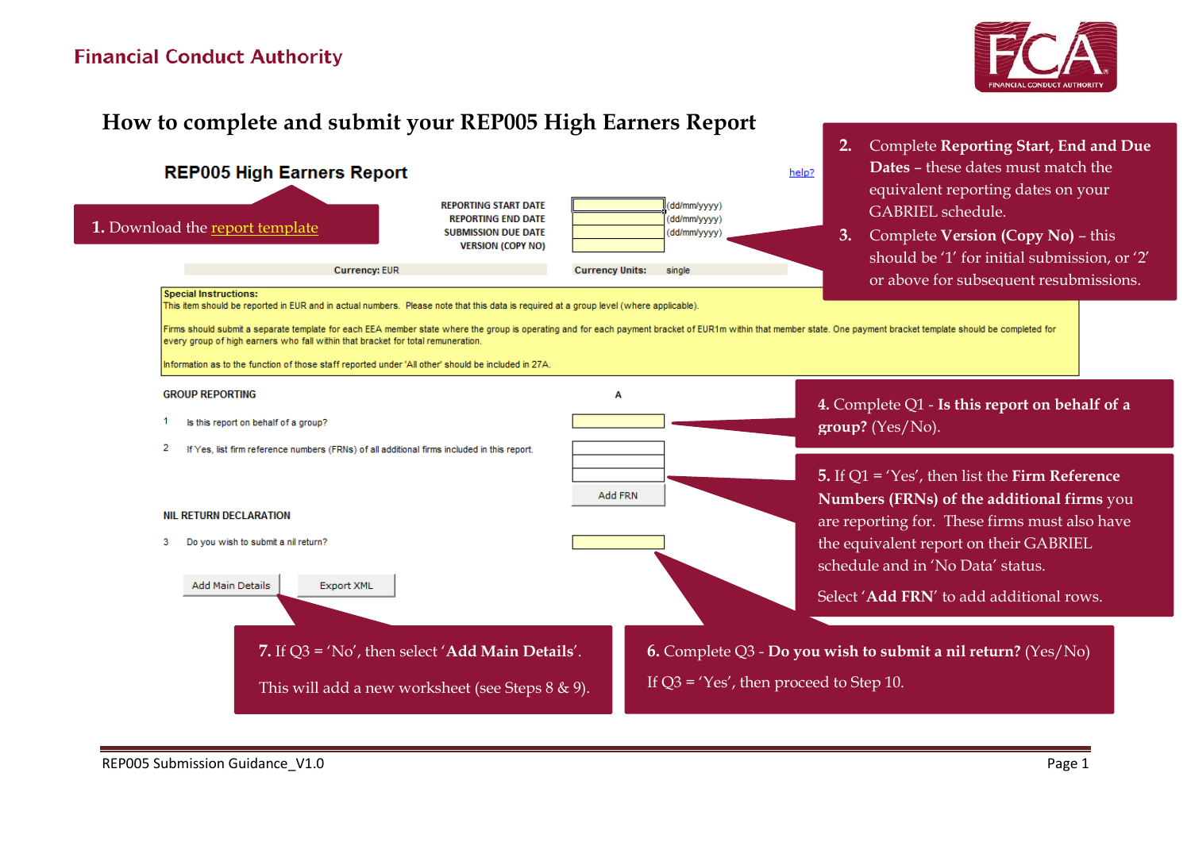Financial Conduct Authority

# How to complete and submit your REP005 High Earners Report

## REP005 High Earners Report

help?

| | | |
|---|---|---|
| REPORTING START DATE | | (dd/mm/yyyy) |
| REPORTING END DATE | | (dd/mm/yyyy) |
| SUBMISSION DUE DATE | | (dd/mm/yyyy) |
| VERSION (COPY NO) | | |

Currency: EUR — Currency Units: single

**Special Instructions:**
This item should be reported in EUR and in actual numbers. Please note that this data is required at a group level (where applicable).

Firms should submit a separate template for each EEA member state where the group is operating and for each payment bracket of EUR1m within that member state. One payment bracket template should be completed for every group of high earners who fall within that bracket for total remuneration.

Information as to the function of those staff reported under 'All other' should be included in 27A.

GROUP REPORTING — A

1 Is this report on behalf of a group?

2 If Yes, list firm reference numbers (FRNs) of all additional firms included in this report.

Add FRN

NIL RETURN DECLARATION

3 Do you wish to submit a nil return?

Add Main Details — Export XML

**1.** Download the report template

**2.** Complete **Reporting Start, End and Due Dates** – these dates must match the equivalent reporting dates on your GABRIEL schedule.

**3.** Complete **Version (Copy No)** – this should be '1' for initial submission, or '2' or above for subsequent resubmissions.

**4.** Complete Q1 - **Is this report on behalf of a group?** (Yes/No).

**5.** If Q1 = 'Yes', then list the **Firm Reference Numbers (FRNs) of the additional firms** you are reporting for. These firms must also have the equivalent report on their GABRIEL schedule and in 'No Data' status.

Select '**Add FRN**' to add additional rows.

**6.** Complete Q3 - **Do you wish to submit a nil return?** (Yes/No)

If Q3 = 'Yes', then proceed to Step 10.

**7.** If Q3 = 'No', then select '**Add Main Details**'.

This will add a new worksheet (see Steps 8 & 9).

REP005 Submission Guidance_V1.0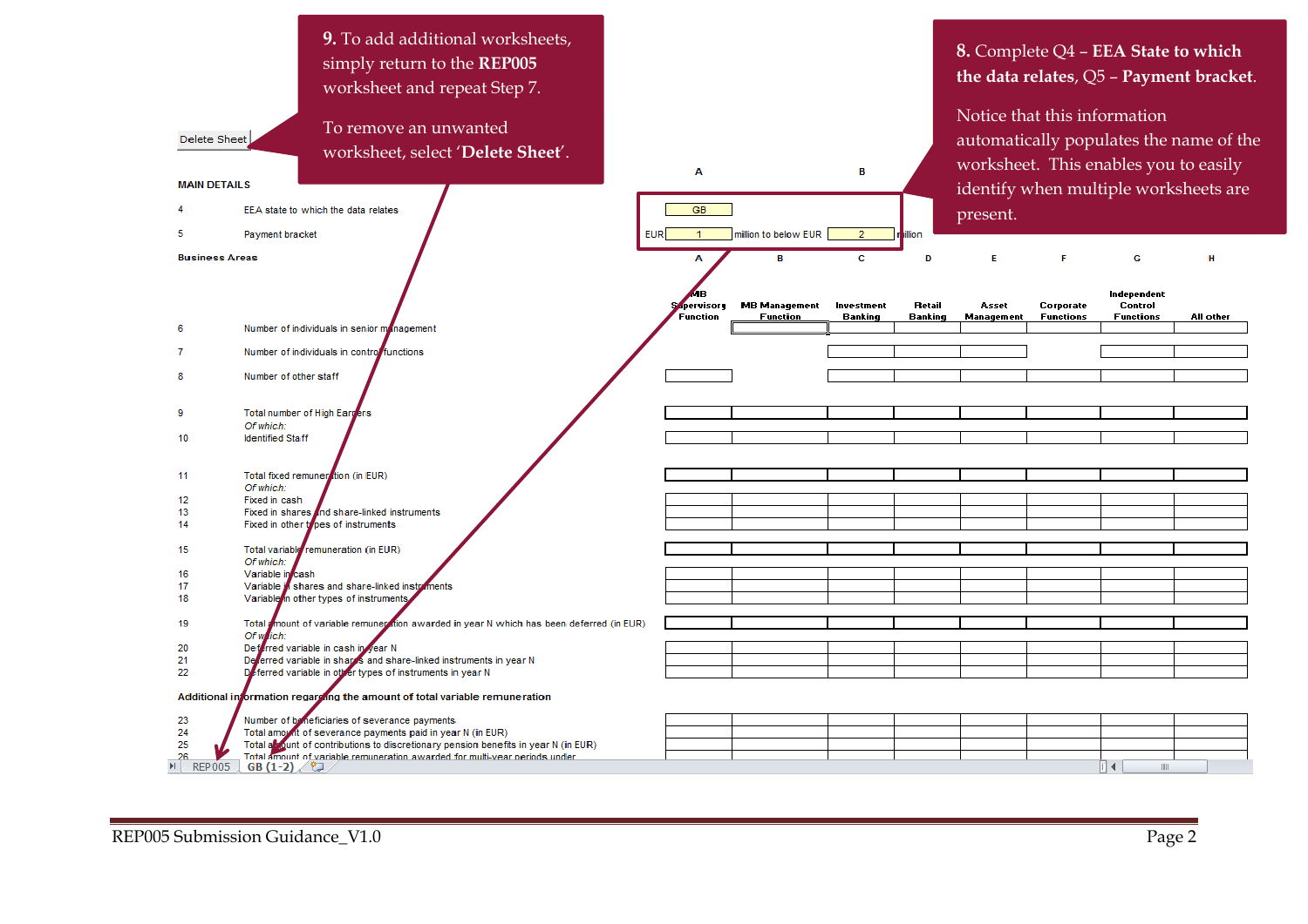**9.** To add additional worksheets, simply return to the **REP005** worksheet and repeat Step 7.

To remove an unwanted worksheet, select '**Delete Sheet**'.

**8.** Complete Q4 – **EEA State to which the data relates**, Q5 – **Payment bracket**.

Notice that this information automatically populates the name of the worksheet. This enables you to easily identify when multiple worksheets are present.

Delete Sheet

**MAIN DETAILS**

| | | A | B |
|---|---|---|---|
| 4 | EEA state to which the data relates | GB | |
| 5 | Payment bracket | EUR 1 million to below EUR | 2 million |

**Business Areas**

| | | A | B | C | D | E | F | G | H |
|---|---|---|---|---|---|---|---|---|---|
| | | MB Supervisory Function | MB Management Function | Investment Banking | Retail Banking | Asset Management | Corporate Functions | Independent Control Functions | All other |
| 6 | Number of individuals in senior management | | | | | | | | |
| 7 | Number of individuals in control functions | | | | | | | | |
| 8 | Number of other staff | | | | | | | | |
| 9 | Total number of High Earners | | | | | | | | |
| | *Of which:* | | | | | | | | |
| 10 | Identified Staff | | | | | | | | |
| 11 | Total fixed remuneration (in EUR) | | | | | | | | |
| | *Of which:* | | | | | | | | |
| 12 | Fixed in cash | | | | | | | | |
| 13 | Fixed in shares and share-linked instruments | | | | | | | | |
| 14 | Fixed in other types of instruments | | | | | | | | |
| 15 | Total variable remuneration (in EUR) | | | | | | | | |
| | *Of which:* | | | | | | | | |
| 16 | Variable in cash | | | | | | | | |
| 17 | Variable in shares and share-linked instruments | | | | | | | | |
| 18 | Variable in other types of instruments | | | | | | | | |
| 19 | Total amount of variable remuneration awarded in year N which has been deferred (in EUR) | | | | | | | | |
| | *Of which:* | | | | | | | | |
| 20 | Deferred variable in cash in year N | | | | | | | | |
| 21 | Deferred variable in shares and share-linked instruments in year N | | | | | | | | |
| 22 | Deferred variable in other types of instruments in year N | | | | | | | | |

**Additional information regarding the amount of total variable remuneration**

| | | A | B | C | D | E | F | G | H |
|---|---|---|---|---|---|---|---|---|---|
| 23 | Number of beneficiaries of severance payments | | | | | | | | |
| 24 | Total amount of severance payments paid in year N (in EUR) | | | | | | | | |
| 25 | Total amount of contributions to discretionary pension benefits in year N (in EUR) | | | | | | | | |
| 26 | Total amount of variable remuneration awarded for multi-year periods under | | | | | | | | |

REP005 | GB (1-2)

REP005 Submission Guidance_V1.0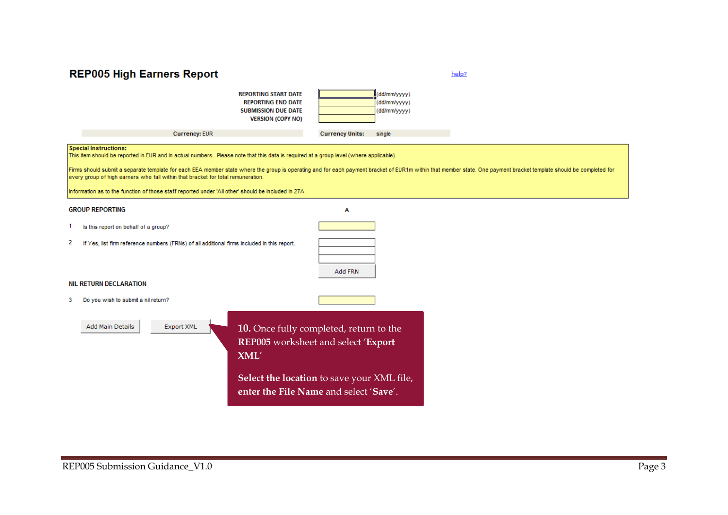## REP005 High Earners Report

help?

| | | |
|---|---|---|
| REPORTING START DATE | | (dd/mm/yyyy) |
| REPORTING END DATE | | (dd/mm/yyyy) |
| SUBMISSION DUE DATE | | (dd/mm/yyyy) |
| VERSION (COPY NO) | | |

**Currency:** EUR **Currency Units:** single

**Special Instructions:**
This item should be reported in EUR and in actual numbers. Please note that this data is required at a group level (where applicable).

Firms should submit a separate template for each EEA member state where the group is operating and for each payment bracket of EUR1m within that member state. One payment bracket template should be completed for every group of high earners who fall within that bracket for total remuneration.

Information as to the function of those staff reported under 'All other' should be included in 27A.

**GROUP REPORTING** A

1 Is this report on behalf of a group?

2 If Yes, list firm reference numbers (FRNs) of all additional firms included in this report.

Add FRN

**NIL RETURN DECLARATION**

3 Do you wish to submit a nil return?

Add Main Details Export XML

**10.** Once fully completed, return to the **REP005** worksheet and select '**Export XML**'

**Select the location** to save your XML file, **enter the File Name** and select '**Save**'.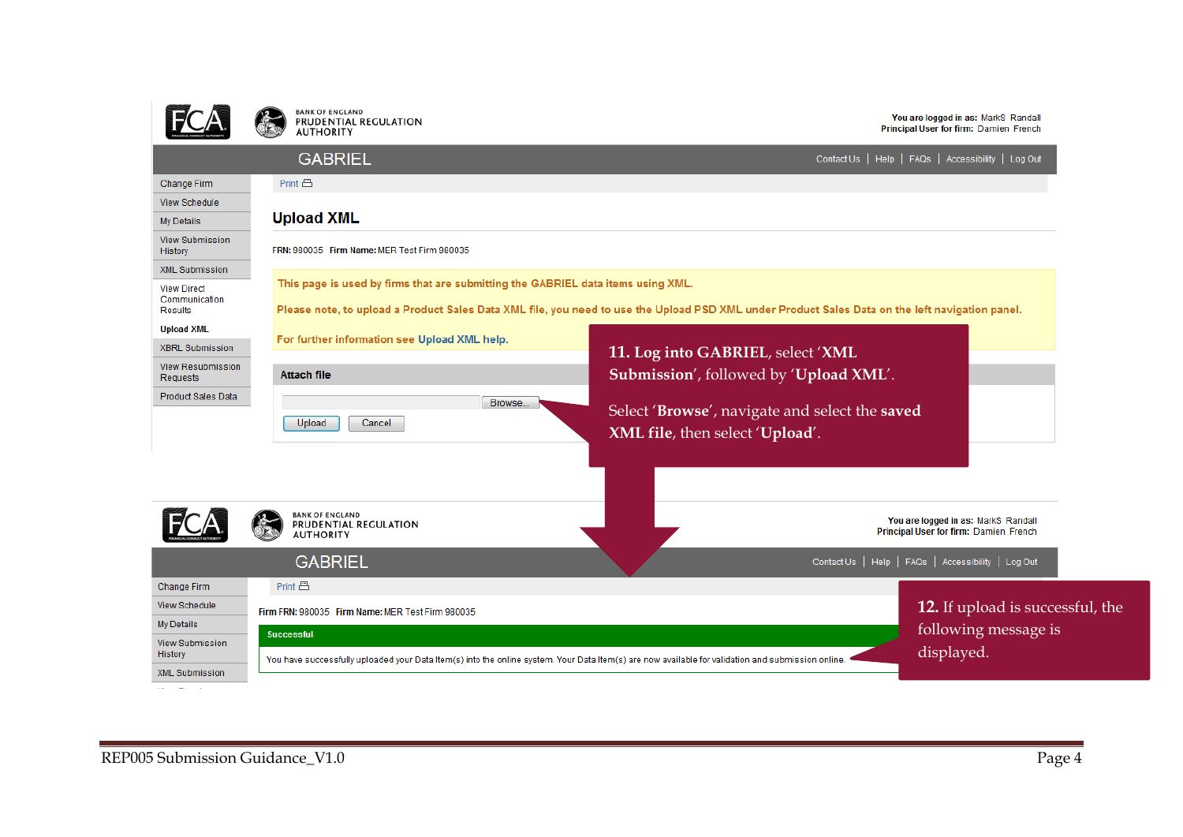You are logged in as: MarkS Randall
Principal User for firm: Damien French

GABRIEL

Contact Us | Help | FAQs | Accessibility | Log Out

- Change Firm
- View Schedule
- My Details
- View Submission History
- XML Submission
- View Direct Communication Results
- **Upload XML**
- XBRL Submission
- View Resubmission Requests
- Product Sales Data

Print

## Upload XML

**FRN:** 980035 **Firm Name:** MER Test Firm 980035

This page is used by firms that are submitting the GABRIEL data items using XML.

Please note, to upload a Product Sales Data XML file, you need to use the Upload PSD XML under Product Sales Data on the left navigation panel.

For further information see **Upload XML help.**

**Attach file**

Browse... Upload Cancel

**11.** Log into GABRIEL, select '**XML Submission**', followed by '**Upload XML**'.

Select '**Browse**', navigate and select the **saved XML file**, then select '**Upload**'.

You are logged in as: MarkS Randall
Principal User for firm: Damien French

GABRIEL

Contact Us | Help | FAQs | Accessibility | Log Out

- Change Firm
- View Schedule
- My Details
- View Submission History
- XML Submission

Print

**Firm FRN:** 980035 **Firm Name:** MER Test Firm 980035

**Successful**

You have successfully uploaded your Data Item(s) into the online system. Your Data Item(s) are now available for validation and submission online.

**12.** If upload is successful, the following message is displayed.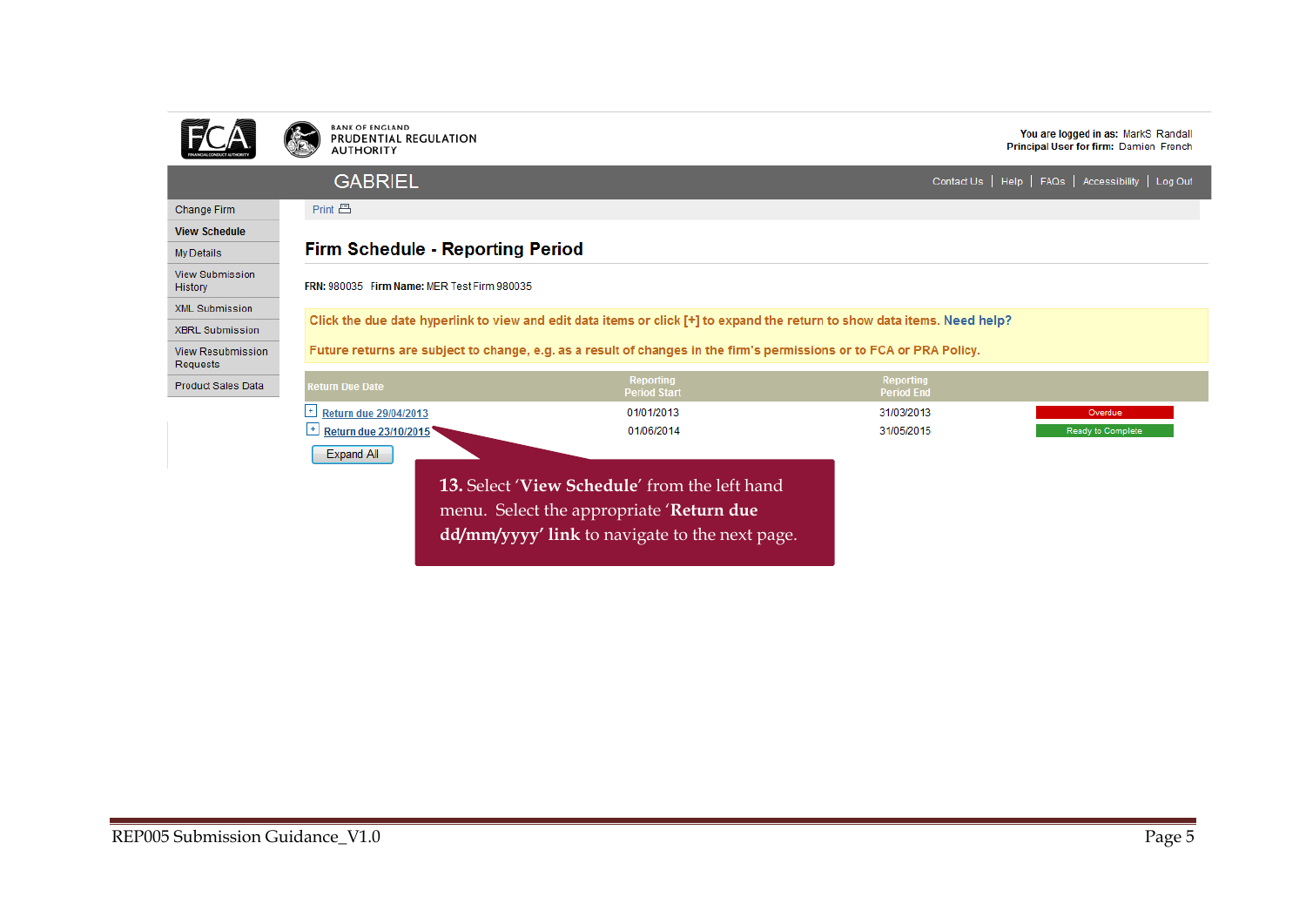You are logged in as: MarkS Randall
Principal User for firm: Damien French

GABRIEL

Contact Us | Help | FAQs | Accessibility | Log Out

- Change Firm
- **View Schedule**
- My Details
- View Submission History
- XML Submission
- XBRL Submission
- View Resubmission Requests
- Product Sales Data

Print

## Firm Schedule - Reporting Period

**FRN:** 980035 **Firm Name:** MER Test Firm 980035

Click the due date hyperlink to view and edit data items or click [+] to expand the return to show data items. Need help?

Future returns are subject to change, e.g. as a result of changes in the firm's permissions or to FCA or PRA Policy.

| Return Due Date | Reporting Period Start | Reporting Period End | |
|---|---|---|---|
| + Return due 29/04/2013 | 01/01/2013 | 31/03/2013 | Overdue |
| + Return due 23/10/2015 | 01/06/2014 | 31/05/2015 | Ready to Complete |

Expand All

**13.** Select '**View Schedule**' from the left hand menu. Select the appropriate '**Return due dd/mm/yyyy' link** to navigate to the next page.

REP005 Submission Guidance_V1.0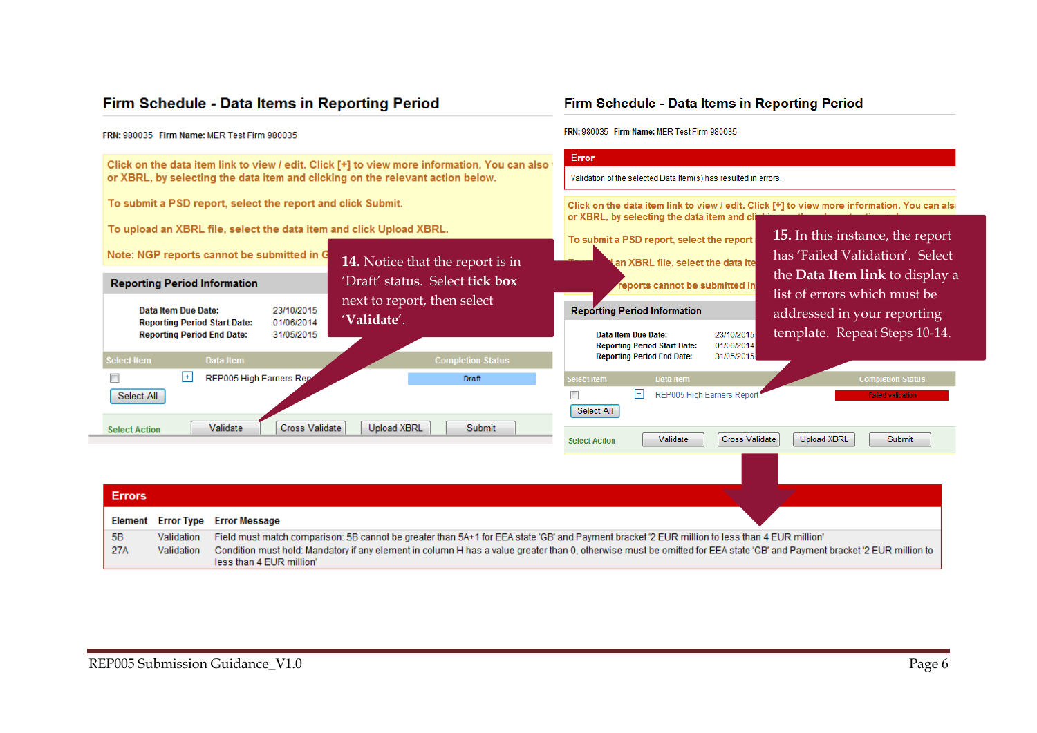## Firm Schedule - Data Items in Reporting Period

**FRN:** 980035 **Firm Name:** MER Test Firm 980035

Click on the data item link to view / edit. Click [+] to view more information. You can also or XBRL, by selecting the data item and clicking on the relevant action below.

To submit a PSD report, select the report and click Submit.

To upload an XBRL file, select the data item and click Upload XBRL.

Note: NGP reports cannot be submitted in G

**Reporting Period Information**

**Data Item Due Date:** 23/10/2015
**Reporting Period Start Date:** 01/06/2014
**Reporting Period End Date:** 31/05/2015

| Select Item | Data Item | Completion Status |
|---|---|---|
| [ ] [+] | REP005 High Earners Rep | Draft |

Select All

Select Action: Validate | Cross Validate | Upload XBRL | Submit

**14.** Notice that the report is in 'Draft' status. Select **tick box** next to report, then select '**Validate**'.

## Firm Schedule - Data Items in Reporting Period

**FRN:** 980035 **Firm Name:** MER Test Firm 980035

**Error**

Validation of the selected Data Item(s) has resulted in errors.

Click on the data item link to view / edit. Click [+] to view more information. You can als or XBRL, by selecting the data item and cl

To submit a PSD report, select the report

an XBRL file, select the data ite

reports cannot be submitted in

**Reporting Period Information**

**Data Item Due Date:** 23/10/2015
**Reporting Period Start Date:** 01/06/2014
**Reporting Period End Date:** 31/05/2015

| Select Item | Data Item | Completion Status |
|---|---|---|
| [ ] [+] | REP005 High Earners Report | Failed validation |

Select All

Select Action: Validate | Cross Validate | Upload XBRL | Submit

**15.** In this instance, the report has 'Failed Validation'. Select the **Data Item link** to display a list of errors which must be addressed in your reporting template. Repeat Steps 10-14.

**Errors**

| Element | Error Type | Error Message |
|---|---|---|
| 5B | Validation | Field must match comparison: 5B cannot be greater than 5A+1 for EEA state 'GB' and Payment bracket '2 EUR million to less than 4 EUR million' |
| 27A | Validation | Condition must hold: Mandatory if any element in column H has a value greater than 0, otherwise must be omitted for EEA state 'GB' and Payment bracket '2 EUR million to less than 4 EUR million' |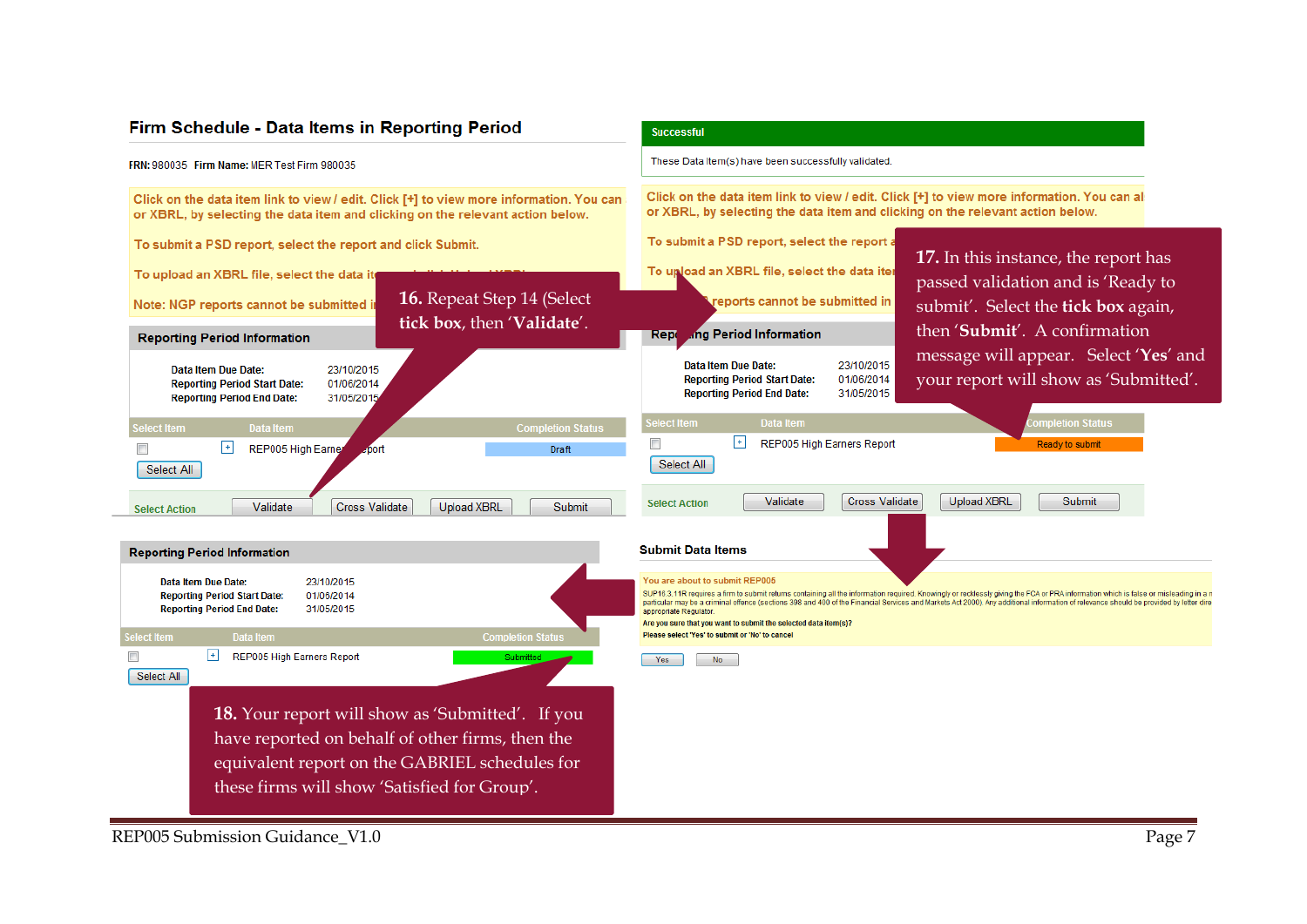## Firm Schedule - Data Items in Reporting Period

**FRN:** 980035 **Firm Name:** MER Test Firm 980035

Click on the data item link to view / edit. Click [+] to view more information. You can or XBRL, by selecting the data item and clicking on the relevant action below.

To submit a PSD report, select the report and click Submit.

To upload an XBRL file, select the data it...

Note: NGP reports cannot be submitted i...

**Reporting Period Information**

| | |
|---|---|
| Data Item Due Date: | 23/10/2015 |
| Reporting Period Start Date: | 01/06/2014 |
| Reporting Period End Date: | 31/05/2015 |

| Select Item | Data Item | Completion Status |
|---|---|---|
| ☐ [+] | REP005 High Earners Report | Draft |

Select All

Select Action: Validate | Cross Validate | Upload XBRL | Submit

**16.** Repeat Step 14 (Select **tick box**, then '**Validate**'.

**Successful**

These Data Item(s) have been successfully validated.

Click on the data item link to view / edit. Click [+] to view more information. You can al or XBRL, by selecting the data item and clicking on the relevant action below.

To submit a PSD report, select the report a...

To upload an XBRL file, select the data ite...

...reports cannot be submitted in...

**Reporting Period Information**

| | |
|---|---|
| Data Item Due Date: | 23/10/2015 |
| Reporting Period Start Date: | 01/06/2014 |
| Reporting Period End Date: | 31/05/2015 |

| Select Item | Data Item | Completion Status |
|---|---|---|
| ☐ [+] | REP005 High Earners Report | Ready to submit |

Select All

Select Action: Validate | Cross Validate | Upload XBRL | Submit

**17.** In this instance, the report has passed validation and is 'Ready to submit'. Select the **tick box** again, then '**Submit**'. A confirmation message will appear. Select '**Yes**' and your report will show as 'Submitted'.

**Submit Data Items**

You are about to submit REP005

SUP16.3.11R requires a firm to submit returns containing all the information required. Knowingly or recklessly giving the FCA or PRA information which is false or misleading in a m... particular may be a criminal offence (sections 398 and 400 of the Financial Services and Markets Act 2000). Any additional information of relevance should be provided by letter dire... appropriate Regulator.

Are you sure that you want to submit the selected data item(s)?

Please select 'Yes' to submit or 'No' to cancel

Yes | No

**Reporting Period Information**

| | |
|---|---|
| Data Item Due Date: | 23/10/2015 |
| Reporting Period Start Date: | 01/06/2014 |
| Reporting Period End Date: | 31/05/2015 |

| Select Item | Data Item | Completion Status |
|---|---|---|
| ☐ [+] | REP005 High Earners Report | Submitted |

Select All

**18.** Your report will show as 'Submitted'. If you have reported on behalf of other firms, then the equivalent report on the GABRIEL schedules for these firms will show 'Satisfied for Group'.